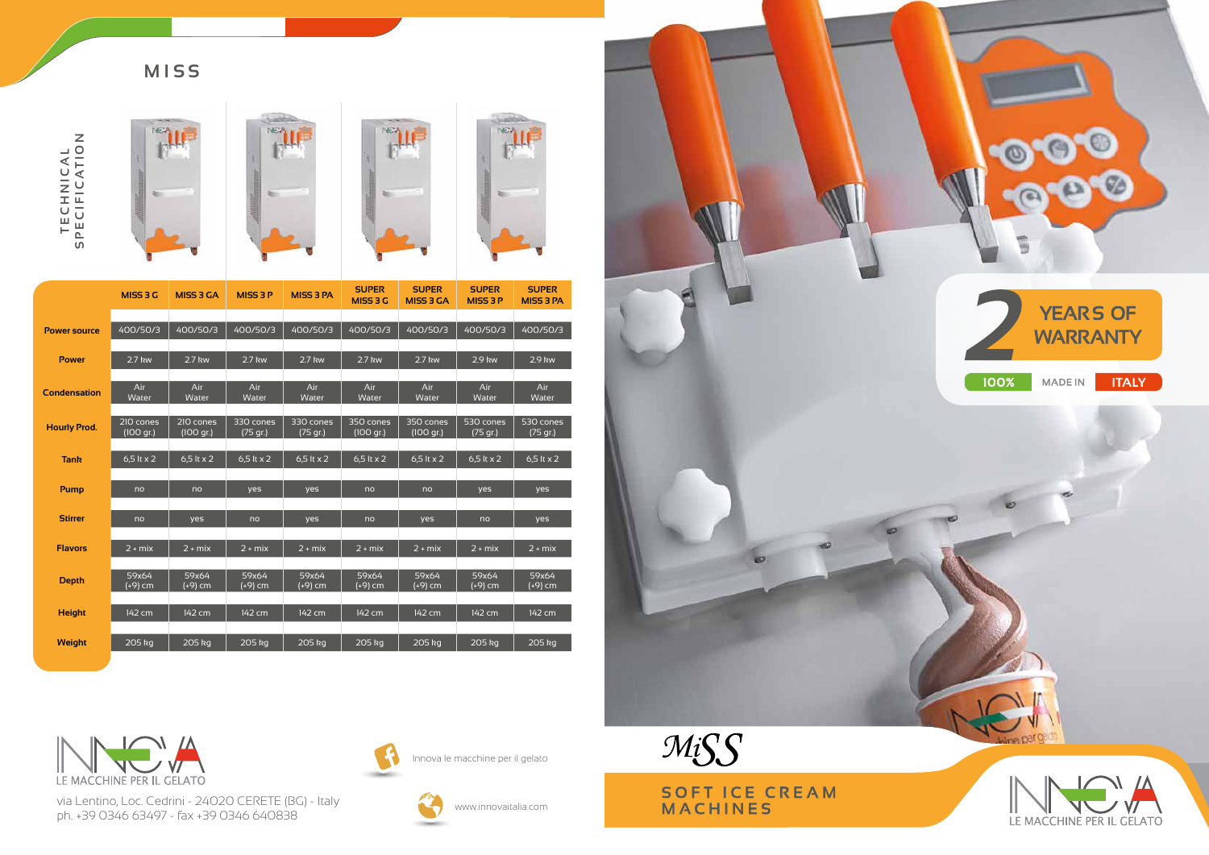# MISS

## TECHNICAL SPECIFICATION

| | MISS 3 G | MISS 3 GA | MISS 3 P | MISS 3 PA | SUPER MISS 3 G | SUPER MISS 3 GA | SUPER MISS 3 P | SUPER MISS 3 PA |
|---|---|---|---|---|---|---|---|---|
| Power source | 400/50/3 | 400/50/3 | 400/50/3 | 400/50/3 | 400/50/3 | 400/50/3 | 400/50/3 | 400/50/3 |
| Power | 2.7 kw | 2.7 kw | 2.7 kw | 2.7 kw | 2.7 kw | 2.7 kw | 2.9 kw | 2.9 kw |
| Condensation | Air Water | Air Water | Air Water | Air Water | Air Water | Air Water | Air Water | Air Water |
| Hourly Prod. | 210 cones (100 gr.) | 210 cones (100 gr.) | 330 cones (75 gr.) | 330 cones (75 gr.) | 350 cones (100 gr.) | 350 cones (100 gr.) | 530 cones (75 gr.) | 530 cones (75 gr.) |
| Tank | 6,5 lt x 2 | 6,5 lt x 2 | 6,5 lt x 2 | 6,5 lt x 2 | 6,5 lt x 2 | 6,5 lt x 2 | 6,5 lt x 2 | 6,5 lt x 2 |
| Pump | no | no | yes | yes | no | no | yes | yes |
| Stirrer | no | yes | no | yes | no | yes | no | yes |
| Flavors | 2 + mix | 2 + mix | 2 + mix | 2 + mix | 2 + mix | 2 + mix | 2 + mix | 2 + mix |
| Depth | 59x64 (+9) cm | 59x64 (+9) cm | 59x64 (+9) cm | 59x64 (+9) cm | 59x64 (+9) cm | 59x64 (+9) cm | 59x64 (+9) cm | 59x64 (+9) cm |
| Height | 142 cm | 142 cm | 142 cm | 142 cm | 142 cm | 142 cm | 142 cm | 142 cm |
| Weight | 205 kg | 205 kg | 205 kg | 205 kg | 205 kg | 205 kg | 205 kg | 205 kg |

INNOVA
LE MACCHINE PER IL GELATO

via Lentino, Loc. Cedrini - 24020 CERETE (BG) - Italy
ph. +39 0346 63497 - fax +39 0346 640838

Innova le macchine per il gelato

www.innovaitalia.com

2 YEARS OF WARRANTY

100% MADE IN ITALY

MiSS

SOFT ICE CREAM MACHINES

INNOVA
LE MACCHINE PER IL GELATO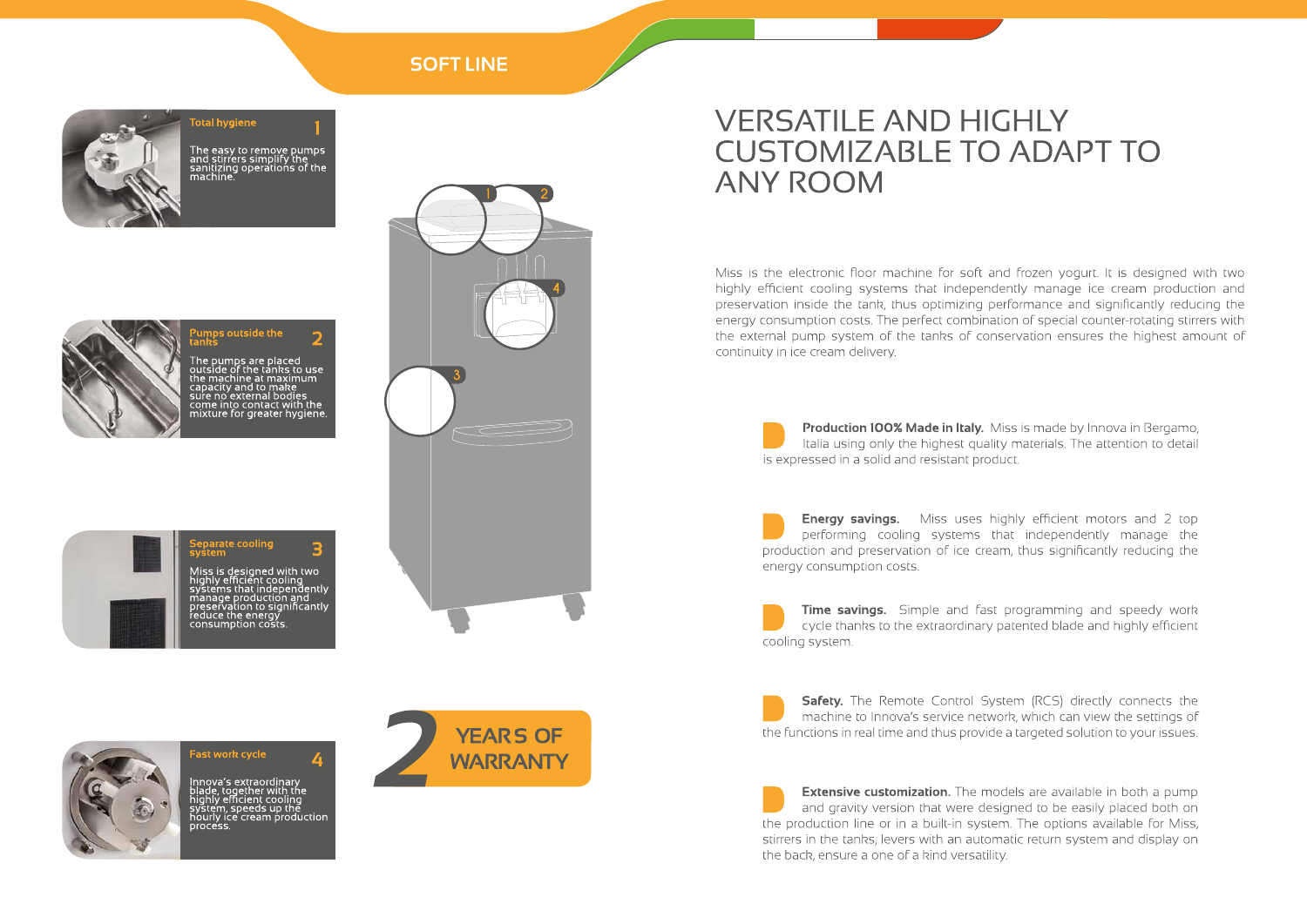SOFT LINE

**Total hygiene** 1

The easy to remove pumps and stirrers simplify the sanitizing operations of the machine.

**Pumps outside the tanks** 2

The pumps are placed outside of the tanks to use the machine at maximum capacity and to make sure no external bodies come into contact with the mixture for greater hygiene.

**Separate cooling system** 3

Miss is designed with two highly efficient cooling systems that independently manage production and preservation to significantly reduce the energy consumption costs.

**Fast work cycle** 4

Innova's extraordinary blade, together with the highly efficient cooling system, speeds up the hourly ice cream production process.

2 YEARS OF WARRANTY

# VERSATILE AND HIGHLY CUSTOMIZABLE TO ADAPT TO ANY ROOM

Miss is the electronic floor machine for soft and frozen yogurt. It is designed with two highly efficient cooling systems that independently manage ice cream production and preservation inside the tank, thus optimizing performance and significantly reducing the energy consumption costs. The perfect combination of special counter-rotating stirrers with the external pump system of the tanks of conservation ensures the highest amount of continuity in ice cream delivery.

**Production 100% Made in Italy.** Miss is made by Innova in Bergamo, Italia using only the highest quality materials. The attention to detail is expressed in a solid and resistant product.

**Energy savings.** Miss uses highly efficient motors and 2 top performing cooling systems that independently manage the production and preservation of ice cream, thus significantly reducing the energy consumption costs.

**Time savings.** Simple and fast programming and speedy work cycle thanks to the extraordinary patented blade and highly efficient cooling system.

**Safety.** The Remote Control System (RCS) directly connects the machine to Innova's service network, which can view the settings of the functions in real time and thus provide a targeted solution to your issues.

**Extensive customization.** The models are available in both a pump and gravity version that were designed to be easily placed both on the production line or in a built-in system. The options available for Miss, stirrers in the tanks, levers with an automatic return system and display on the back, ensure a one of a kind versatility.